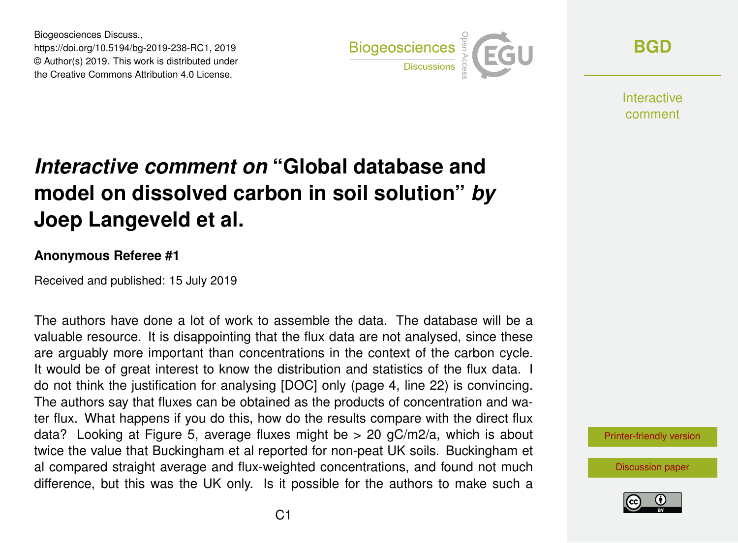Biogeosciences Discuss.,
https://doi.org/10.5194/bg-2019-238-RC1, 2019
© Author(s) 2019. This work is distributed under
the Creative Commons Attribution 4.0 License.

# *Interactive comment on* "Global database and model on dissolved carbon in soil solution" *by* Joep Langeveld et al.

### Anonymous Referee #1

Received and published: 15 July 2019

The authors have done a lot of work to assemble the data. The database will be a valuable resource. It is disappointing that the flux data are not analysed, since these are arguably more important than concentrations in the context of the carbon cycle. It would be of great interest to know the distribution and statistics of the flux data. I do not think the justification for analysing [DOC] only (page 4, line 22) is convincing. The authors say that fluxes can be obtained as the products of concentration and water flux. What happens if you do this, how do the results compare with the direct flux data? Looking at Figure 5, average fluxes might be > 20 gC/m2/a, which is about twice the value that Buckingham et al reported for non-peat UK soils. Buckingham et al compared straight average and flux-weighted concentrations, and found not much difference, but this was the UK only. Is it possible for the authors to make such a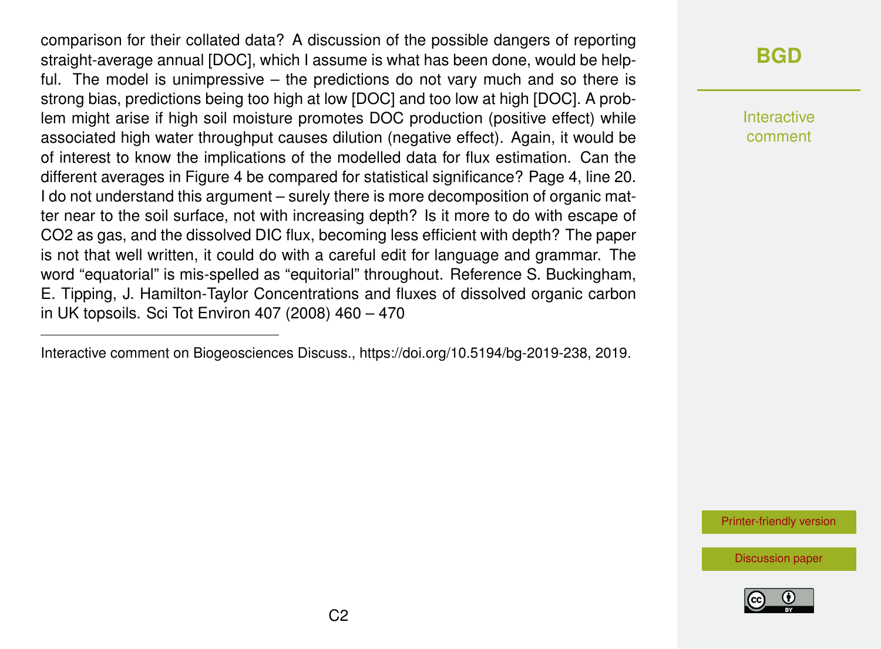comparison for their collated data? A discussion of the possible dangers of reporting straight-average annual [DOC], which I assume is what has been done, would be helpful. The model is unimpressive – the predictions do not vary much and so there is strong bias, predictions being too high at low [DOC] and too low at high [DOC]. A problem might arise if high soil moisture promotes DOC production (positive effect) while associated high water throughput causes dilution (negative effect). Again, it would be of interest to know the implications of the modelled data for flux estimation. Can the different averages in Figure 4 be compared for statistical significance? Page 4, line 20. I do not understand this argument – surely there is more decomposition of organic matter near to the soil surface, not with increasing depth? Is it more to do with escape of $CO_2$ as gas, and the dissolved DIC flux, becoming less efficient with depth? The paper is not that well written, it could do with a careful edit for language and grammar. The word "equatorial" is mis-spelled as "equitorial" throughout. Reference S. Buckingham, E. Tipping, J. Hamilton-Taylor Concentrations and fluxes of dissolved organic carbon in UK topsoils. Sci Tot Environ 407 (2008) 460 – 470

---

Interactive comment on Biogeosciences Discuss., https://doi.org/10.5194/bg-2019-238, 2019.